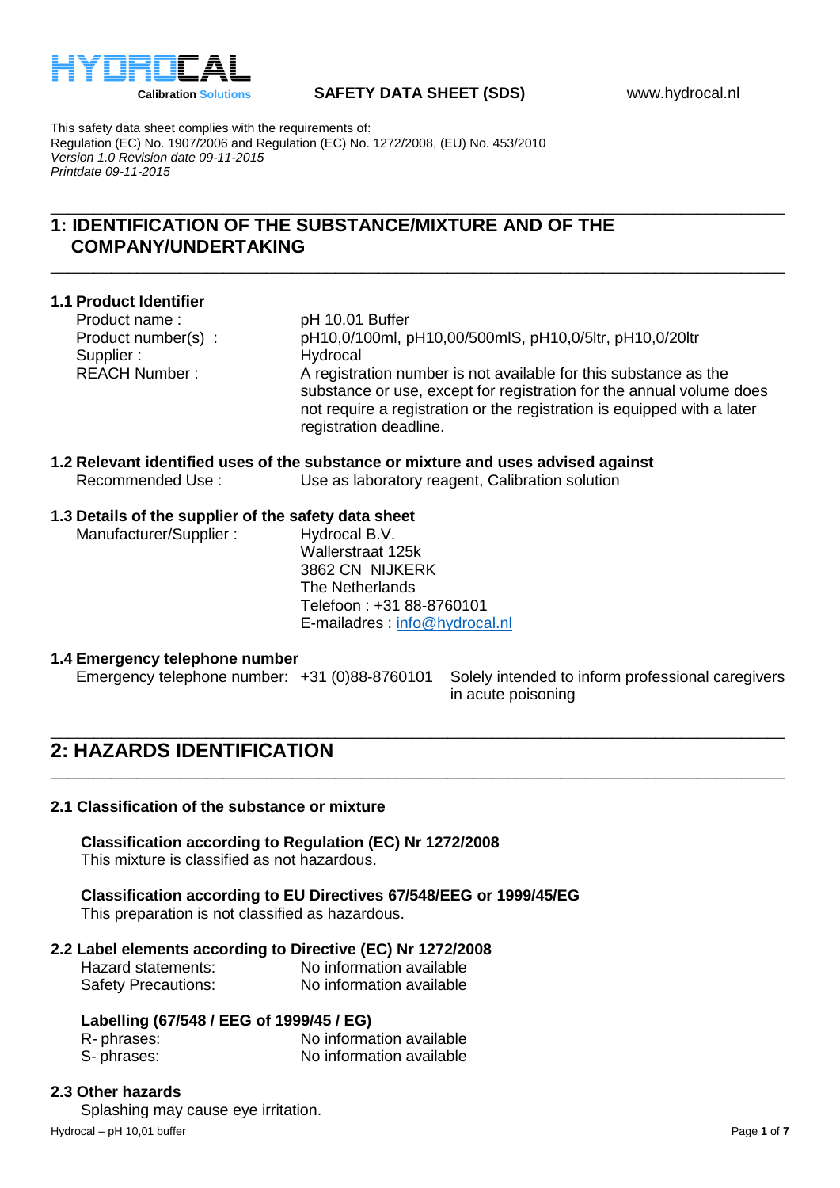HYDROCAL
Calibration Solutions

**SAFETY DATA SHEET (SDS)**

www.hydrocal.nl

This safety data sheet complies with the requirements of:
Regulation (EC) No. 1907/2006 and Regulation (EC) No. 1272/2008, (EU) No. 453/2010
*Version 1.0 Revision date 09-11-2015*
*Printdate 09-11-2015*

## 1: IDENTIFICATION OF THE SUBSTANCE/MIXTURE AND OF THE COMPANY/UNDERTAKING

### 1.1 Product Identifier

| | |
|---|---|
| Product name : | pH 10.01 Buffer |
| Product number(s) : | pH10,0/100ml, pH10,00/500mlS, pH10,0/5ltr, pH10,0/20ltr |
| Supplier : | Hydrocal |
| REACH Number : | A registration number is not available for this substance as the substance or use, except for registration for the annual volume does not require a registration or the registration is equipped with a later registration deadline. |

### 1.2 Relevant identified uses of the substance or mixture and uses advised against

Recommended Use : Use as laboratory reagent, Calibration solution

### 1.3 Details of the supplier of the safety data sheet

Manufacturer/Supplier :
Hydrocal B.V.
Wallerstraat 125k
3862 CN NIJKERK
The Netherlands
Telefoon : +31 88-8760101
E-mailadres : info@hydrocal.nl

### 1.4 Emergency telephone number

Emergency telephone number: +31 (0)88-8760101 Solely intended to inform professional caregivers in acute poisoning

## 2: HAZARDS IDENTIFICATION

### 2.1 Classification of the substance or mixture

**Classification according to Regulation (EC) Nr 1272/2008**
This mixture is classified as not hazardous.

**Classification according to EU Directives 67/548/EEG or 1999/45/EG**
This preparation is not classified as hazardous.

### 2.2 Label elements according to Directive (EC) Nr 1272/2008

| | |
|---|---|
| Hazard statements: | No information available |
| Safety Precautions: | No information available |

**Labelling (67/548 / EEG of 1999/45 / EG)**

| | |
|---|---|
| R- phrases: | No information available |
| S- phrases: | No information available |

### 2.3 Other hazards

Splashing may cause eye irritation.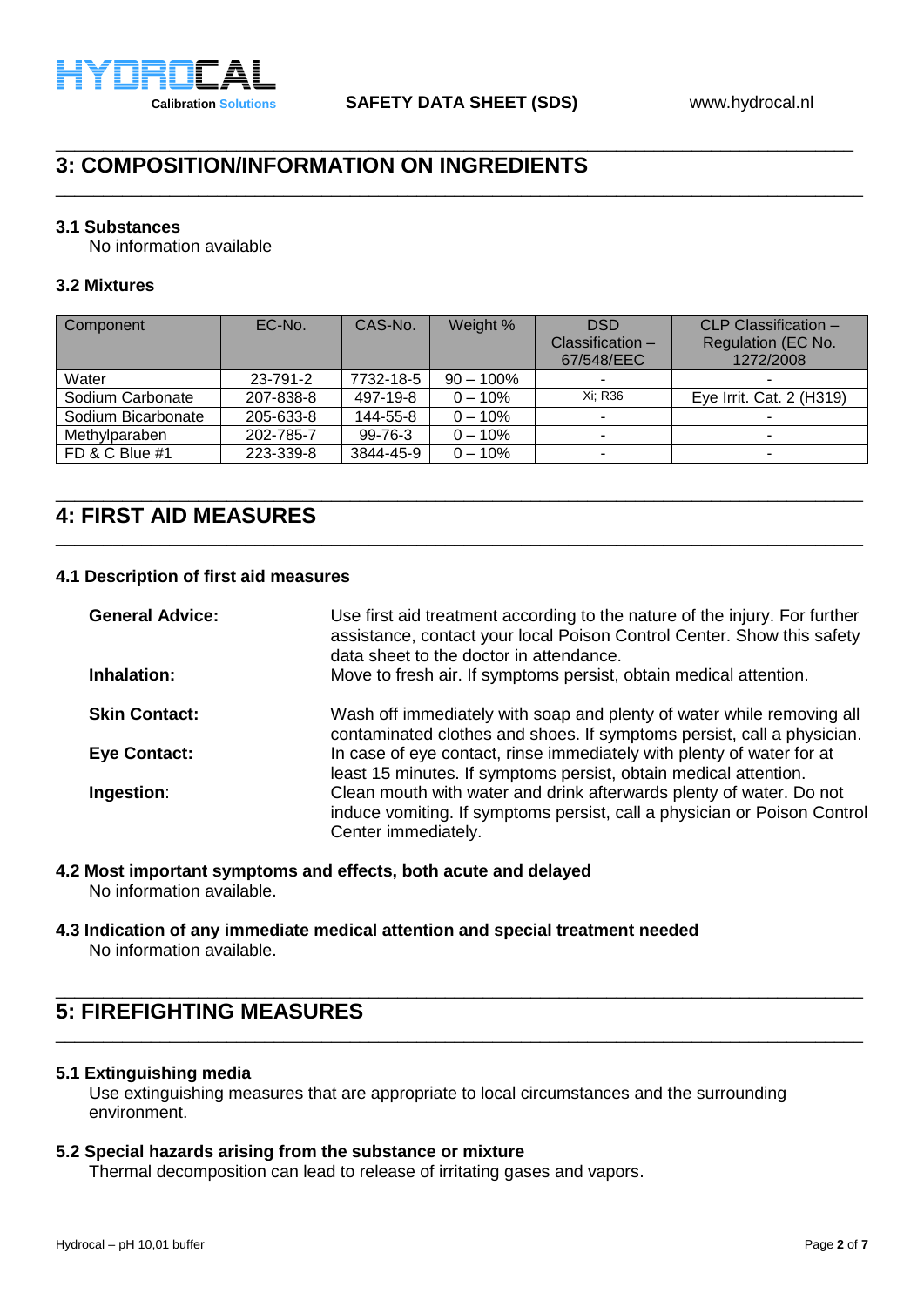## 3: COMPOSITION/INFORMATION ON INGREDIENTS

### 3.1 Substances

No information available

### 3.2 Mixtures

| Component | EC-No. | CAS-No. | Weight % | DSD Classification – 67/548/EEC | CLP Classification – Regulation (EC No. 1272/2008 |
|---|---|---|---|---|---|
| Water | 23-791-2 | 7732-18-5 | 90 – 100% | - | - |
| Sodium Carbonate | 207-838-8 | 497-19-8 | 0 – 10% | Xi; R36 | Eye Irrit. Cat. 2 (H319) |
| Sodium Bicarbonate | 205-633-8 | 144-55-8 | 0 – 10% | - | - |
| Methylparaben | 202-785-7 | 99-76-3 | 0 – 10% | - | - |
| FD & C Blue #1 | 223-339-8 | 3844-45-9 | 0 – 10% | - | - |

## 4: FIRST AID MEASURES

### 4.1 Description of first aid measures

**General Advice:** Use first aid treatment according to the nature of the injury. For further assistance, contact your local Poison Control Center. Show this safety data sheet to the doctor in attendance.

**Inhalation:** Move to fresh air. If symptoms persist, obtain medical attention.

**Skin Contact:** Wash off immediately with soap and plenty of water while removing all contaminated clothes and shoes. If symptoms persist, call a physician.

**Eye Contact:** In case of eye contact, rinse immediately with plenty of water for at least 15 minutes. If symptoms persist, obtain medical attention.

**Ingestion**: Clean mouth with water and drink afterwards plenty of water. Do not induce vomiting. If symptoms persist, call a physician or Poison Control Center immediately.

### 4.2 Most important symptoms and effects, both acute and delayed

No information available.

### 4.3 Indication of any immediate medical attention and special treatment needed

No information available.

## 5: FIREFIGHTING MEASURES

### 5.1 Extinguishing media

Use extinguishing measures that are appropriate to local circumstances and the surrounding environment.

### 5.2 Special hazards arising from the substance or mixture

Thermal decomposition can lead to release of irritating gases and vapors.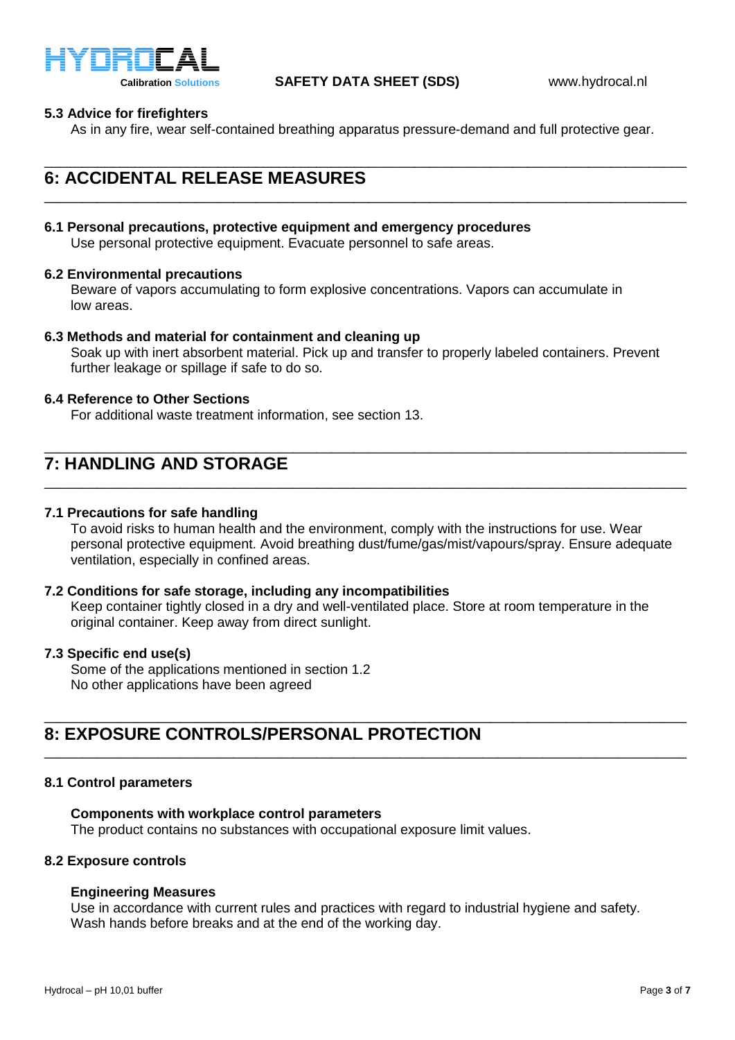### 5.3 Advice for firefighters

As in any fire, wear self-contained breathing apparatus pressure-demand and full protective gear.

## 6: ACCIDENTAL RELEASE MEASURES

### 6.1 Personal precautions, protective equipment and emergency procedures

Use personal protective equipment. Evacuate personnel to safe areas.

### 6.2 Environmental precautions

Beware of vapors accumulating to form explosive concentrations. Vapors can accumulate in low areas.

### 6.3 Methods and material for containment and cleaning up

Soak up with inert absorbent material. Pick up and transfer to properly labeled containers. Prevent further leakage or spillage if safe to do so.

### 6.4 Reference to Other Sections

For additional waste treatment information, see section 13.

## 7: HANDLING AND STORAGE

### 7.1 Precautions for safe handling

To avoid risks to human health and the environment, comply with the instructions for use. Wear personal protective equipment. Avoid breathing dust/fume/gas/mist/vapours/spray. Ensure adequate ventilation, especially in confined areas.

### 7.2 Conditions for safe storage, including any incompatibilities

Keep container tightly closed in a dry and well-ventilated place. Store at room temperature in the original container. Keep away from direct sunlight.

### 7.3 Specific end use(s)

Some of the applications mentioned in section 1.2
No other applications have been agreed

## 8: EXPOSURE CONTROLS/PERSONAL PROTECTION

### 8.1 Control parameters

**Components with workplace control parameters**

The product contains no substances with occupational exposure limit values.

### 8.2 Exposure controls

**Engineering Measures**

Use in accordance with current rules and practices with regard to industrial hygiene and safety. Wash hands before breaks and at the end of the working day.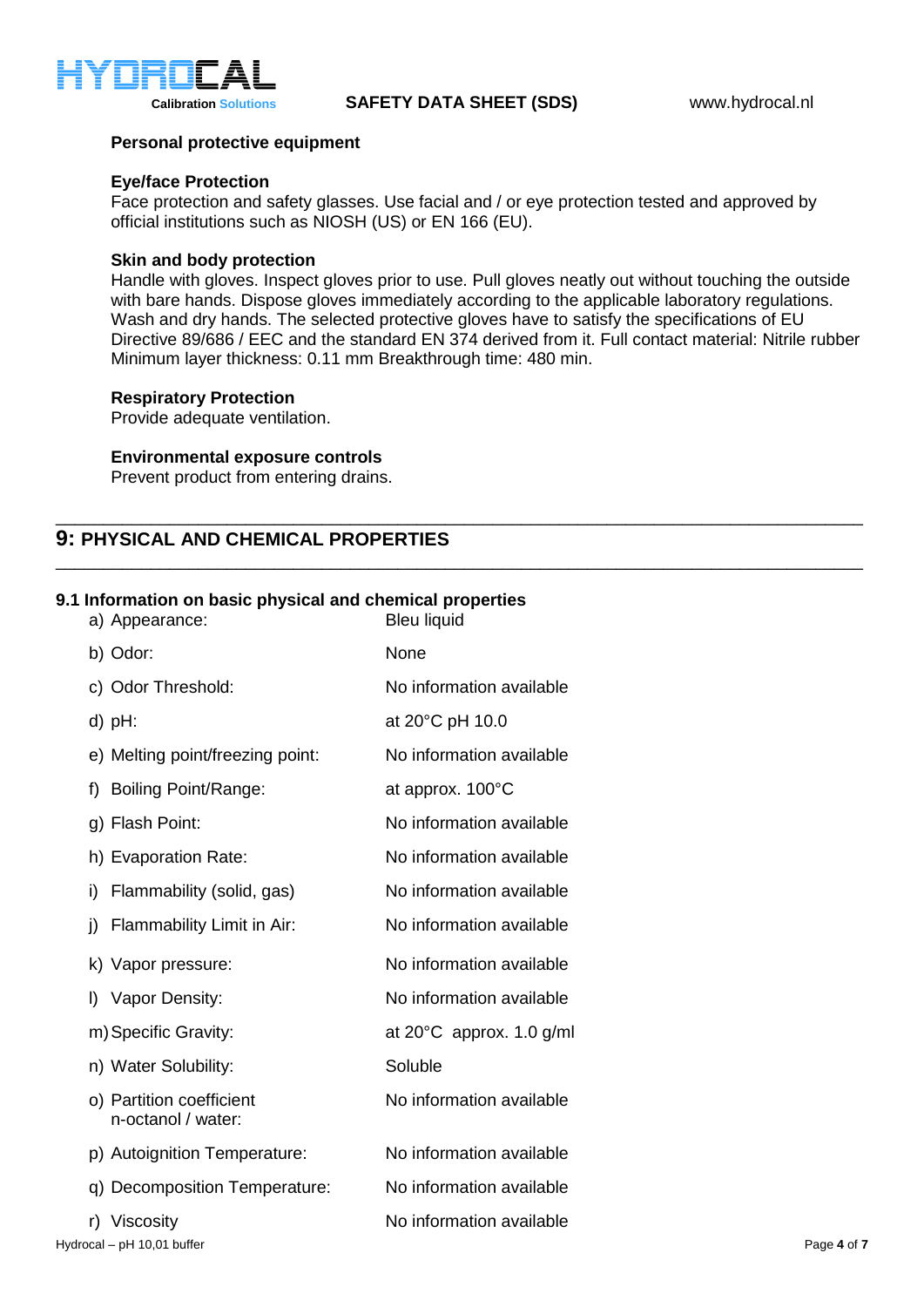**Personal protective equipment**

**Eye/face Protection**
Face protection and safety glasses. Use facial and / or eye protection tested and approved by official institutions such as NIOSH (US) or EN 166 (EU).

**Skin and body protection**
Handle with gloves. Inspect gloves prior to use. Pull gloves neatly out without touching the outside with bare hands. Dispose gloves immediately according to the applicable laboratory regulations. Wash and dry hands. The selected protective gloves have to satisfy the specifications of EU Directive 89/686 / EEC and the standard EN 374 derived from it. Full contact material: Nitrile rubber Minimum layer thickness: 0.11 mm Breakthrough time: 480 min.

**Respiratory Protection**
Provide adequate ventilation.

**Environmental exposure controls**
Prevent product from entering drains.

## 9: PHYSICAL AND CHEMICAL PROPERTIES

### 9.1 Information on basic physical and chemical properties

| | |
|---|---|
| a) Appearance: | Bleu liquid |
| b) Odor: | None |
| c) Odor Threshold: | No information available |
| d) pH: | at 20°C pH 10.0 |
| e) Melting point/freezing point: | No information available |
| f) Boiling Point/Range: | at approx. 100°C |
| g) Flash Point: | No information available |
| h) Evaporation Rate: | No information available |
| i) Flammability (solid, gas) | No information available |
| j) Flammability Limit in Air: | No information available |
| k) Vapor pressure: | No information available |
| l) Vapor Density: | No information available |
| m) Specific Gravity: | at 20°C approx. 1.0 g/ml |
| n) Water Solubility: | Soluble |
| o) Partition coefficient n-octanol / water: | No information available |
| p) Autoignition Temperature: | No information available |
| q) Decomposition Temperature: | No information available |
| r) Viscosity | No information available |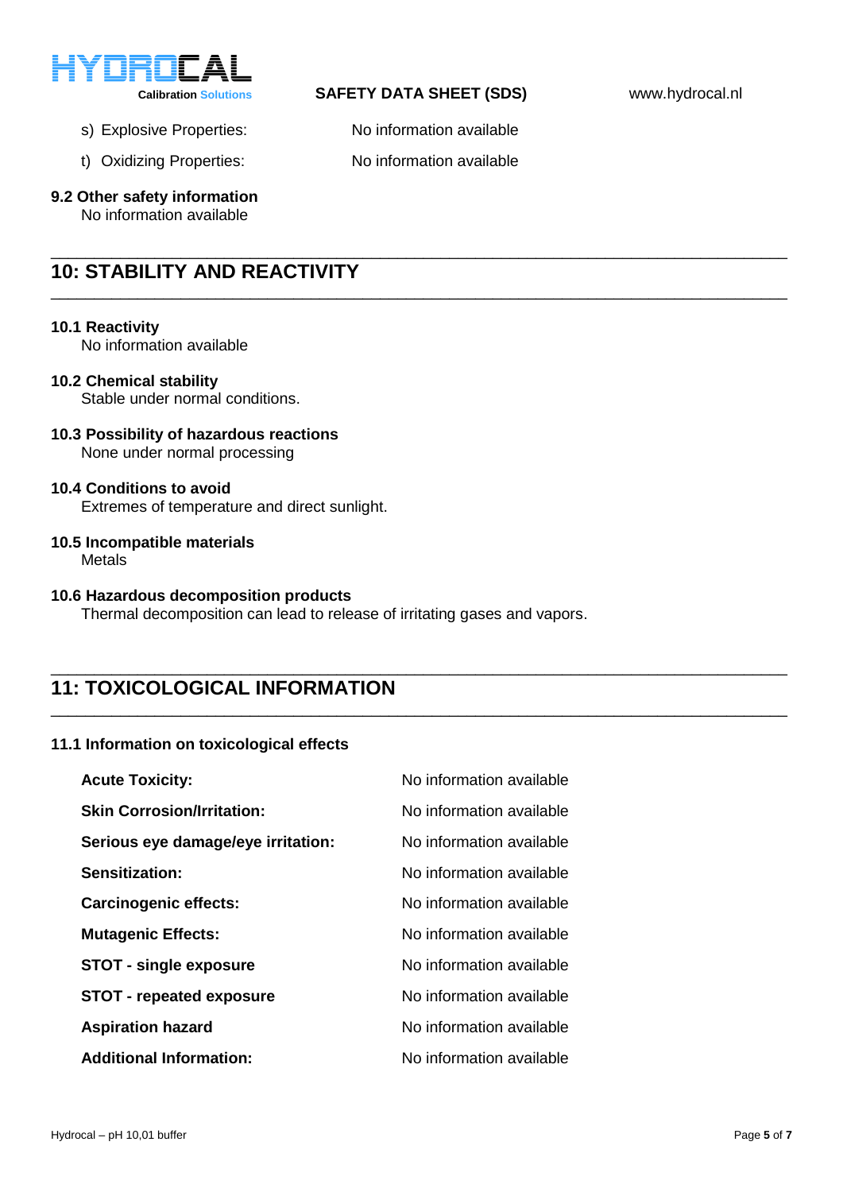s) Explosive Properties: No information available

t) Oxidizing Properties: No information available

### 9.2 Other safety information

No information available

## 10: STABILITY AND REACTIVITY

### 10.1 Reactivity

No information available

### 10.2 Chemical stability

Stable under normal conditions.

### 10.3 Possibility of hazardous reactions

None under normal processing

### 10.4 Conditions to avoid

Extremes of temperature and direct sunlight.

### 10.5 Incompatible materials

Metals

### 10.6 Hazardous decomposition products

Thermal decomposition can lead to release of irritating gases and vapors.

## 11: TOXICOLOGICAL INFORMATION

### 11.1 Information on toxicological effects

| | |
|---|---|
| **Acute Toxicity:** | No information available |
| **Skin Corrosion/Irritation:** | No information available |
| **Serious eye damage/eye irritation:** | No information available |
| **Sensitization:** | No information available |
| **Carcinogenic effects:** | No information available |
| **Mutagenic Effects:** | No information available |
| **STOT - single exposure** | No information available |
| **STOT - repeated exposure** | No information available |
| **Aspiration hazard** | No information available |
| **Additional Information:** | No information available |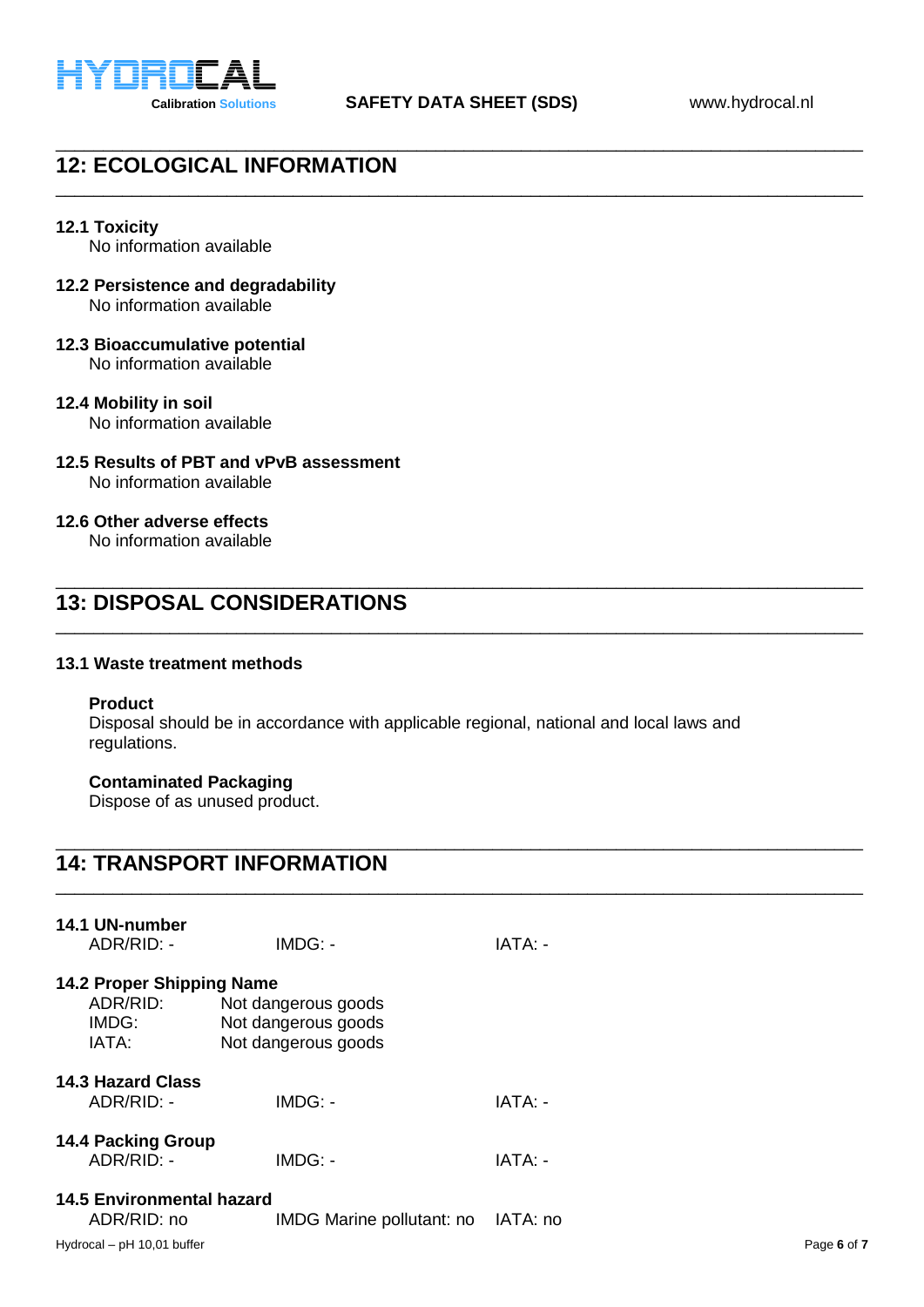## 12: ECOLOGICAL INFORMATION

**12.1 Toxicity**
No information available

**12.2 Persistence and degradability**
No information available

**12.3 Bioaccumulative potential**
No information available

**12.4 Mobility in soil**
No information available

**12.5 Results of PBT and vPvB assessment**
No information available

**12.6 Other adverse effects**
No information available

## 13: DISPOSAL CONSIDERATIONS

**13.1 Waste treatment methods**

**Product**
Disposal should be in accordance with applicable regional, national and local laws and regulations.

**Contaminated Packaging**
Dispose of as unused product.

## 14: TRANSPORT INFORMATION

**14.1 UN-number**

| ADR/RID: - | IMDG: - | IATA: - |
|---|---|---|

**14.2 Proper Shipping Name**

| | |
|---|---|
| ADR/RID: | Not dangerous goods |
| IMDG: | Not dangerous goods |
| IATA: | Not dangerous goods |

**14.3 Hazard Class**

| ADR/RID: - | IMDG: - | IATA: - |
|---|---|---|

**14.4 Packing Group**

| ADR/RID: - | IMDG: - | IATA: - |
|---|---|---|

**14.5 Environmental hazard**

| ADR/RID: no | IMDG Marine pollutant: no | IATA: no |
|---|---|---|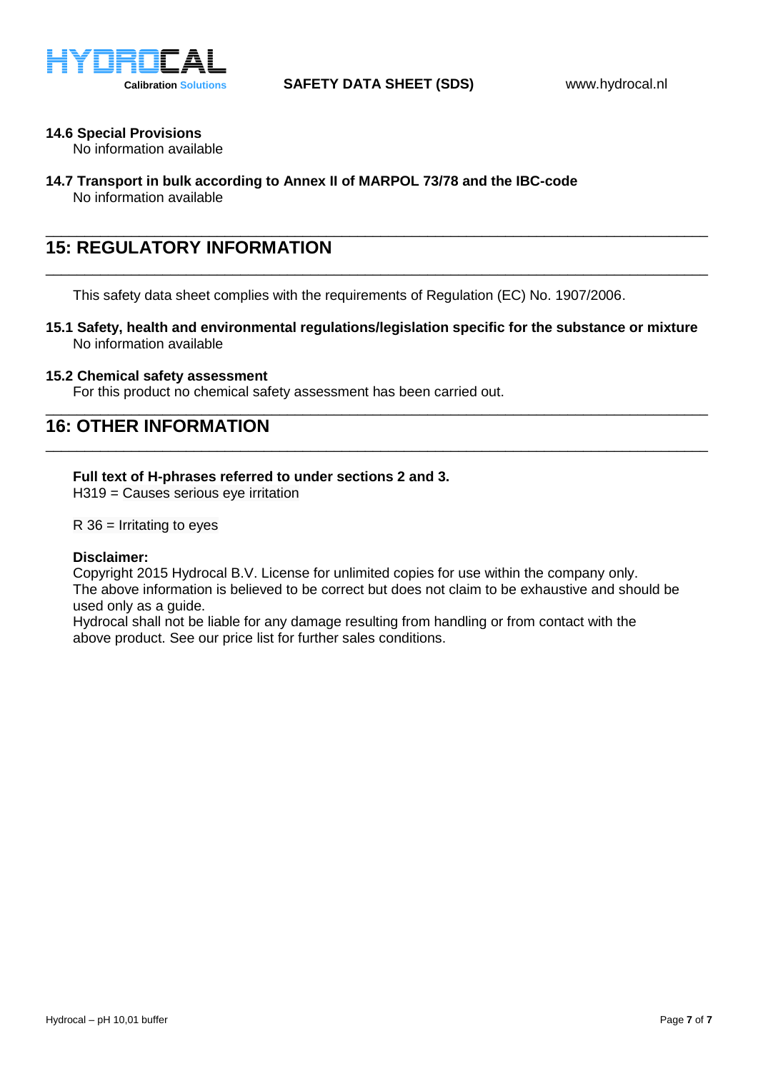### 14.6 Special Provisions

No information available

### 14.7 Transport in bulk according to Annex II of MARPOL 73/78 and the IBC-code

No information available

## 15: REGULATORY INFORMATION

This safety data sheet complies with the requirements of Regulation (EC) No. 1907/2006.

### 15.1 Safety, health and environmental regulations/legislation specific for the substance or mixture

No information available

### 15.2 Chemical safety assessment

For this product no chemical safety assessment has been carried out.

## 16: OTHER INFORMATION

**Full text of H-phrases referred to under sections 2 and 3.**

H319 = Causes serious eye irritation

R 36 = Irritating to eyes

**Disclaimer:**

Copyright 2015 Hydrocal B.V. License for unlimited copies for use within the company only.
The above information is believed to be correct but does not claim to be exhaustive and should be used only as a guide.
Hydrocal shall not be liable for any damage resulting from handling or from contact with the above product. See our price list for further sales conditions.